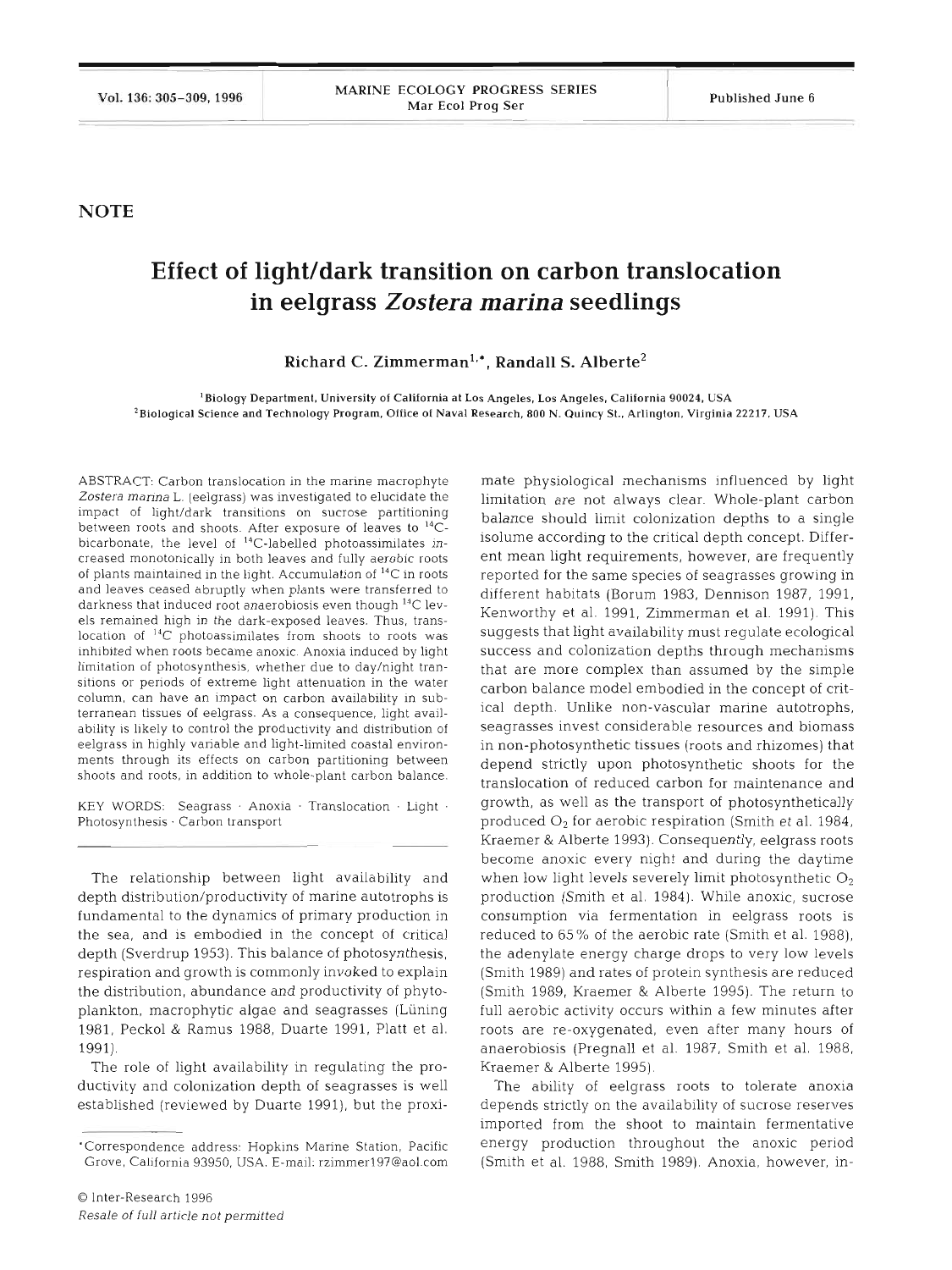**NOTE**

# Effect of light/dark transition on carbon translocation in eelgrass *Zostera marina* seedlings

**Richard C. Zimmerman[1,*], Randall S. Alberte[2]**

[1]Biology Department, University of California at Los Angeles, Los Angeles, California 90024, USA
[2]Biological Science and Technology Program, Office of Naval Research, 800 N. Quincy St., Arlington, Virginia 22217, USA

ABSTRACT: Carbon translocation in the marine macrophyte *Zostera marina* L. (eelgrass) was investigated to elucidate the impact of light/dark transitions on sucrose partitioning between roots and shoots. After exposure of leaves to $^{14}C$-bicarbonate, the level of $^{14}C$-labelled photoassimilates increased monotonically in both leaves and fully aerobic roots of plants maintained in the light. Accumulation of $^{14}C$ in roots and leaves ceased abruptly when plants were transferred to darkness that induced root anaerobiosis even though $^{14}C$ levels remained high in the dark-exposed leaves. Thus, translocation of $^{14}C$ photoassimilates from shoots to roots was inhibited when roots became anoxic. Anoxia induced by light limitation of photosynthesis, whether due to day/night transitions or periods of extreme light attenuation in the water column, can have an impact on carbon availability in subterranean tissues of eelgrass. As a consequence, light availability is likely to control the productivity and distribution of eelgrass in highly variable and light-limited coastal environments through its effects on carbon partitioning between shoots and roots, in addition to whole-plant carbon balance.

KEY WORDS: Seagrass · Anoxia · Translocation · Light · Photosynthesis · Carbon transport

The relationship between light availability and depth distribution/productivity of marine autotrophs is fundamental to the dynamics of primary production in the sea, and is embodied in the concept of critical depth (Sverdrup 1953). This balance of photosynthesis, respiration and growth is commonly invoked to explain the distribution, abundance and productivity of phytoplankton, macrophytic algae and seagrasses (Lüning 1981, Peckol & Ramus 1988, Duarte 1991, Platt et al. 1991).

The role of light availability in regulating the productivity and colonization depth of seagrasses is well established (reviewed by Duarte 1991), but the proximate physiological mechanisms influenced by light limitation are not always clear. Whole-plant carbon balance should limit colonization depths to a single isolume according to the critical depth concept. Different mean light requirements, however, are frequently reported for the same species of seagrasses growing in different habitats (Borum 1983, Dennison 1987, 1991, Kenworthy et al. 1991, Zimmerman et al. 1991). This suggests that light availability must regulate ecological success and colonization depths through mechanisms that are more complex than assumed by the simple carbon balance model embodied in the concept of critical depth. Unlike non-vascular marine autotrophs, seagrasses invest considerable resources and biomass in non-photosynthetic tissues (roots and rhizomes) that depend strictly upon photosynthetic shoots for the translocation of reduced carbon for maintenance and growth, as well as the transport of photosynthetically produced $O_2$ for aerobic respiration (Smith et al. 1984, Kraemer & Alberte 1993). Consequently, eelgrass roots become anoxic every night and during the daytime when low light levels severely limit photosynthetic $O_2$ production (Smith et al. 1984). While anoxic, sucrose consumption via fermentation in eelgrass roots is reduced to 65% of the aerobic rate (Smith et al. 1988), the adenylate energy charge drops to very low levels (Smith 1989) and rates of protein synthesis are reduced (Smith 1989, Kraemer & Alberte 1995). The return to full aerobic activity occurs within a few minutes after roots are re-oxygenated, even after many hours of anaerobiosis (Pregnall et al. 1987, Smith et al. 1988, Kraemer & Alberte 1995).

The ability of eelgrass roots to tolerate anoxia depends strictly on the availability of sucrose reserves imported from the shoot to maintain fermentative energy production throughout the anoxic period (Smith et al. 1988, Smith 1989). Anoxia, however, in-

*Correspondence address: Hopkins Marine Station, Pacific Grove, California 93950, USA. E-mail: rzimmer197@aol.com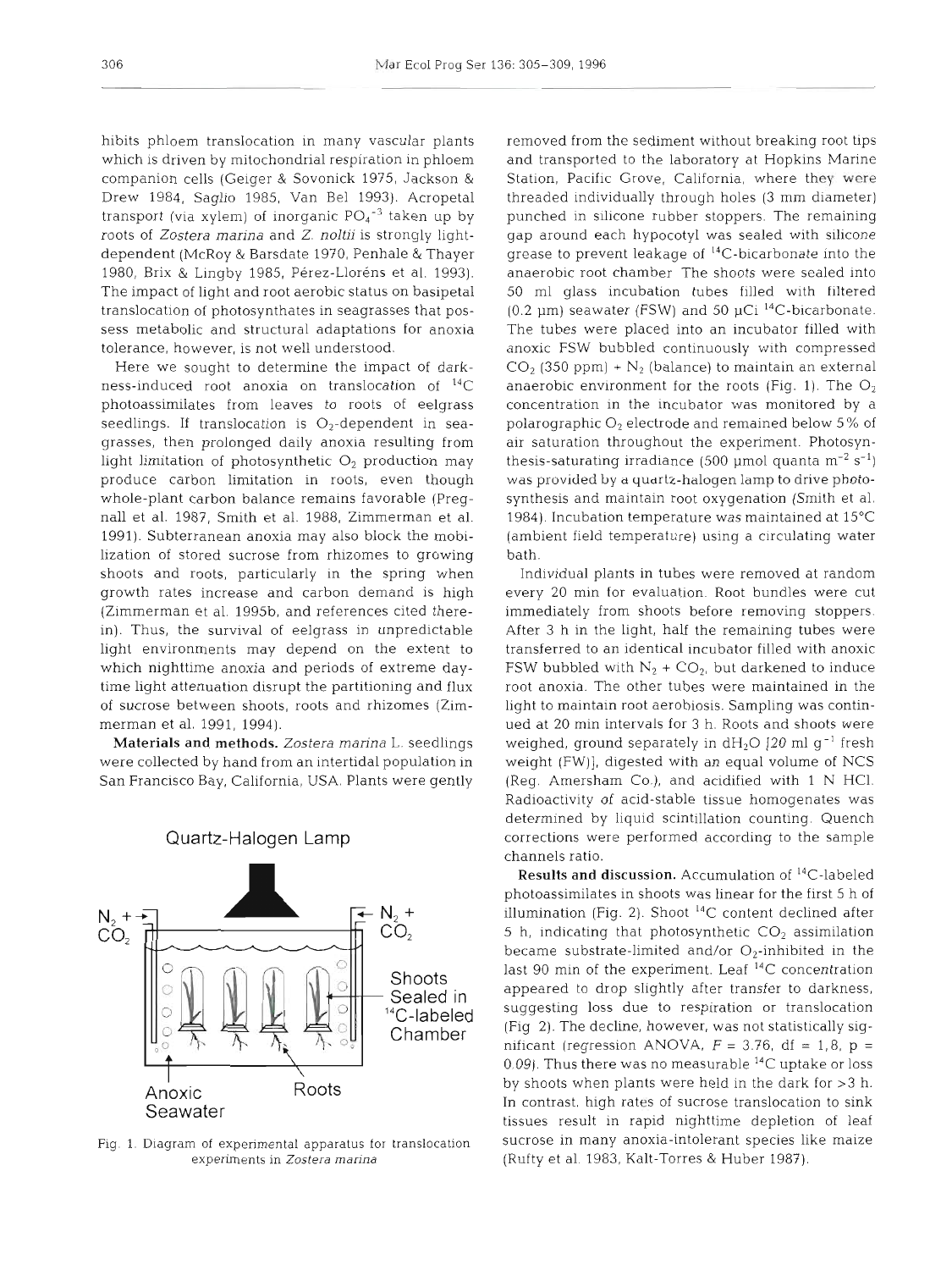hibits phloem translocation in many vascular plants which is driven by mitochondrial respiration in phloem companion cells (Geiger & Sovonick 1975, Jackson & Drew 1984, Saglio 1985, Van Bel 1993). Acropetal transport (via xylem) of inorganic $PO_4^{-3}$ taken up by roots of *Zostera marina* and *Z. noltii* is strongly light-dependent (McRoy & Barsdate 1970, Penhale & Thayer 1980, Brix & Lingby 1985, Pérez-Lloréns et al. 1993). The impact of light and root aerobic status on basipetal translocation of photosynthates in seagrasses that possess metabolic and structural adaptations for anoxia tolerance, however, is not well understood.

Here we sought to determine the impact of darkness-induced root anoxia on translocation of $^{14}C$ photoassimilates from leaves to roots of eelgrass seedlings. If translocation is $O_2$-dependent in seagrasses, then prolonged daily anoxia resulting from light limitation of photosynthetic $O_2$ production may produce carbon limitation in roots, even though whole-plant carbon balance remains favorable (Pregnall et al. 1987, Smith et al. 1988, Zimmerman et al. 1991). Subterranean anoxia may also block the mobilization of stored sucrose from rhizomes to growing shoots and roots, particularly in the spring when growth rates increase and carbon demand is high (Zimmerman et al. 1995b, and references cited therein). Thus, the survival of eelgrass in unpredictable light environments may depend on the extent to which nighttime anoxia and periods of extreme daytime light attenuation disrupt the partitioning and flux of sucrose between shoots, roots and rhizomes (Zimmerman et al. 1991, 1994).

**Materials and methods.** *Zostera marina* L. seedlings were collected by hand from an intertidal population in San Francisco Bay, California, USA. Plants were gently removed from the sediment without breaking root tips and transported to the laboratory at Hopkins Marine Station, Pacific Grove, California, where they were threaded individually through holes (3 mm diameter) punched in silicone rubber stoppers. The remaining gap around each hypocotyl was sealed with silicone grease to prevent leakage of $^{14}C$-bicarbonate into the anaerobic root chamber. The shoots were sealed into 50 ml glass incubation tubes filled with filtered (0.2 µm) seawater (FSW) and 50 µCi $^{14}C$-bicarbonate. The tubes were placed into an incubator filled with anoxic FSW bubbled continuously with compressed $CO_2$ (350 ppm) + $N_2$ (balance) to maintain an external anaerobic environment for the roots (Fig. 1). The $O_2$ concentration in the incubator was monitored by a polarographic $O_2$ electrode and remained below 5% of air saturation throughout the experiment. Photosynthesis-saturating irradiance (500 µmol quanta $m^{-2}$ $s^{-1}$) was provided by a quartz-halogen lamp to drive photosynthesis and maintain root oxygenation (Smith et al. 1984). Incubation temperature was maintained at 15°C (ambient field temperature) using a circulating water bath.

Individual plants in tubes were removed at random every 20 min for evaluation. Root bundles were cut immediately from shoots before removing stoppers. After 3 h in the light, half the remaining tubes were transferred to an identical incubator filled with anoxic FSW bubbled with $N_2$ + $CO_2$, but darkened to induce root anoxia. The other tubes were maintained in the light to maintain root aerobiosis. Sampling was continued at 20 min intervals for 3 h. Roots and shoots were weighed, ground separately in $dH_2O$ [20 ml $g^{-1}$ fresh weight (FW)], digested with an equal volume of NCS (Reg. Amersham Co.), and acidified with 1 N HCl. Radioactivity of acid-stable tissue homogenates was determined by liquid scintillation counting. Quench corrections were performed according to the sample channels ratio.

Fig. 1. Diagram of experimental apparatus for translocation experiments in *Zostera marina*

**Results and discussion.** Accumulation of $^{14}C$-labeled photoassimilates in shoots was linear for the first 5 h of illumination (Fig. 2). Shoot $^{14}C$ content declined after 5 h, indicating that photosynthetic $CO_2$ assimilation became substrate-limited and/or $O_2$-inhibited in the last 90 min of the experiment. Leaf $^{14}C$ concentration appeared to drop slightly after transfer to darkness, suggesting loss due to respiration or translocation (Fig. 2). The decline, however, was not statistically significant (regression ANOVA, $F = 3.76$, df = 1,8, $p = 0.09$). Thus there was no measurable $^{14}C$ uptake or loss by shoots when plants were held in the dark for >3 h. In contrast, high rates of sucrose translocation to sink tissues result in rapid nighttime depletion of leaf sucrose in many anoxia-intolerant species like maize (Rufty et al. 1983, Kalt-Torres & Huber 1987).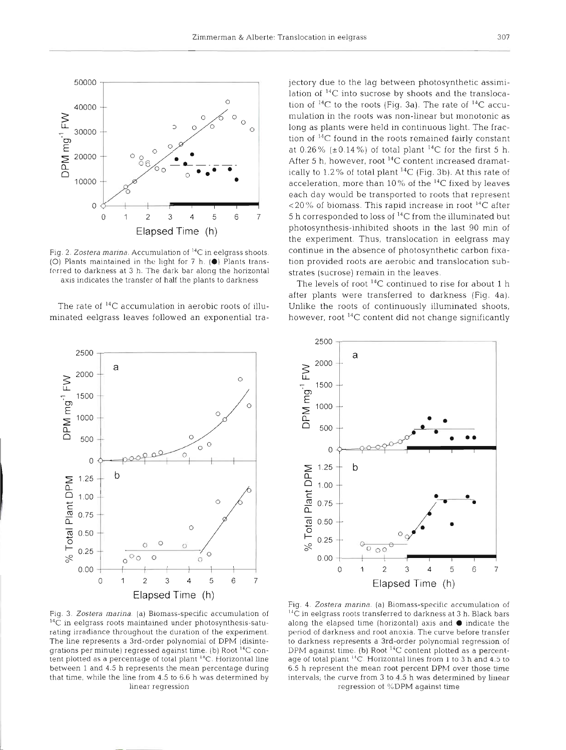Fig. 2. *Zostera marina*. Accumulation of $^{14}C$ in eelgrass shoots. (○) Plants maintained in the light for 7 h. (●) Plants transferred to darkness at 3 h. The dark bar along the horizontal axis indicates the transfer of half the plants to darkness

The rate of $^{14}C$ accumulation in aerobic roots of illuminated eelgrass leaves followed an exponential trajectory due to the lag between photosynthetic assimilation of $^{14}C$ into sucrose by shoots and the translocation of $^{14}C$ to the roots (Fig. 3a). The rate of $^{14}C$ accumulation in the roots was non-linear but monotonic as long as plants were held in continuous light. The fraction of $^{14}C$ found in the roots remained fairly constant at 0.26% (±0.14%) of total plant $^{14}C$ for the first 5 h. After 5 h, however, root $^{14}C$ content increased dramatically to 1.2% of total plant $^{14}C$ (Fig. 3b). At this rate of acceleration, more than 10% of the $^{14}C$ fixed by leaves each day would be transported to roots that represent <20% of biomass. This rapid increase in root $^{14}C$ after 5 h corresponded to loss of $^{14}C$ from the illuminated but photosynthesis-inhibited shoots in the last 90 min of the experiment. Thus, translocation in eelgrass may continue in the absence of photosynthetic carbon fixation provided roots are aerobic and translocation substrates (sucrose) remain in the leaves.

The levels of root $^{14}C$ continued to rise for about 1 h after plants were transferred to darkness (Fig. 4a). Unlike the roots of continuously illuminated shoots, however, root $^{14}C$ content did not change significantly

Fig. 3. *Zostera marina*. (a) Biomass-specific accumulation of $^{14}C$ in eelgrass roots maintained under photosynthesis-saturating irradiance throughout the duration of the experiment. The line represents a 3rd-order polynomial of DPM (disintegrations per minute) regressed against time. (b) Root $^{14}C$ content plotted as a percentage of total plant $^{14}C$. Horizontal line between 1 and 4.5 h represents the mean percentage during that time, while the line from 4.5 to 6.6 h was determined by linear regression

Fig. 4. *Zostera marina*. (a) Biomass-specific accumulation of $^{14}C$ in eelgrass roots transferred to darkness at 3 h. Black bars along the elapsed time (horizontal) axis and ● indicate the period of darkness and root anoxia. The curve before transfer to darkness represents a 3rd-order polynomial regression of DPM against time. (b) Root $^{14}C$ content plotted as a percentage of total plant $^{14}C$. Horizontal lines from 1 to 3 h and 4.5 to 6.5 h represent the mean root percent DPM over those time intervals; the curve from 3 to 4.5 h was determined by linear regression of %DPM against time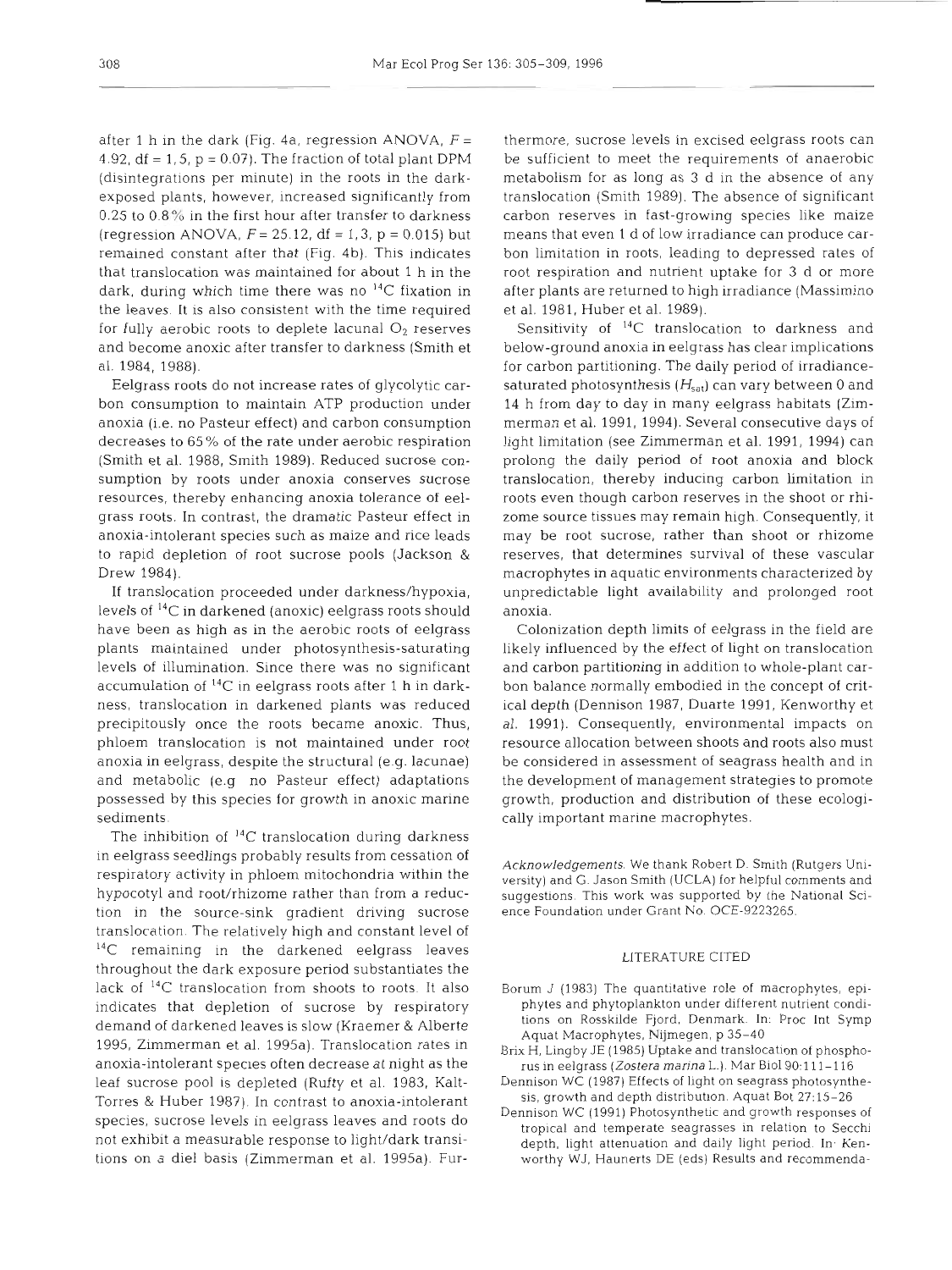after 1 h in the dark (Fig. 4a, regression ANOVA, $F = 4.92$, df = 1,5, $p = 0.07$). The fraction of total plant DPM (disintegrations per minute) in the roots in the dark-exposed plants, however, increased significantly from 0.25 to 0.8% in the first hour after transfer to darkness (regression ANOVA, $F = 25.12$, df = 1,3, $p = 0.015$) but remained constant after that (Fig. 4b). This indicates that translocation was maintained for about 1 h in the dark, during which time there was no $^{14}C$ fixation in the leaves. It is also consistent with the time required for fully aerobic roots to deplete lacunal $O_2$ reserves and become anoxic after transfer to darkness (Smith et al. 1984, 1988).

Eelgrass roots do not increase rates of glycolytic carbon consumption to maintain ATP production under anoxia (i.e. no Pasteur effect) and carbon consumption decreases to 65% of the rate under aerobic respiration (Smith et al. 1988, Smith 1989). Reduced sucrose consumption by roots under anoxia conserves sucrose resources, thereby enhancing anoxia tolerance of eelgrass roots. In contrast, the dramatic Pasteur effect in anoxia-intolerant species such as maize and rice leads to rapid depletion of root sucrose pools (Jackson & Drew 1984).

If translocation proceeded under darkness/hypoxia, levels of $^{14}C$ in darkened (anoxic) eelgrass roots should have been as high as in the aerobic roots of eelgrass plants maintained under photosynthesis-saturating levels of illumination. Since there was no significant accumulation of $^{14}C$ in eelgrass roots after 1 h in darkness, translocation in darkened plants was reduced precipitously once the roots became anoxic. Thus, phloem translocation is not maintained under root anoxia in eelgrass, despite the structural (e.g. lacunae) and metabolic (e.g. no Pasteur effect) adaptations possessed by this species for growth in anoxic marine sediments.

The inhibition of $^{14}C$ translocation during darkness in eelgrass seedlings probably results from cessation of respiratory activity in phloem mitochondria within the hypocotyl and root/rhizome rather than from a reduction in the source-sink gradient driving sucrose translocation. The relatively high and constant level of $^{14}C$ remaining in the darkened eelgrass leaves throughout the dark exposure period substantiates the lack of $^{14}C$ translocation from shoots to roots. It also indicates that depletion of sucrose by respiratory demand of darkened leaves is slow (Kraemer & Alberte 1995, Zimmerman et al. 1995a). Translocation rates in anoxia-intolerant species often decrease at night as the leaf sucrose pool is depleted (Rufty et al. 1983, Kalt-Torres & Huber 1987). In contrast to anoxia-intolerant species, sucrose levels in eelgrass leaves and roots do not exhibit a measurable response to light/dark transitions on a diel basis (Zimmerman et al. 1995a). Furthermore, sucrose levels in excised eelgrass roots can be sufficient to meet the requirements of anaerobic metabolism for as long as 3 d in the absence of any translocation (Smith 1989). The absence of significant carbon reserves in fast-growing species like maize means that even 1 d of low irradiance can produce carbon limitation in roots, leading to depressed rates of root respiration and nutrient uptake for 3 d or more after plants are returned to high irradiance (Massimino et al. 1981, Huber et al. 1989).

Sensitivity of $^{14}C$ translocation to darkness and below-ground anoxia in eelgrass has clear implications for carbon partitioning. The daily period of irradiance-saturated photosynthesis ($H_{sat}$) can vary between 0 and 14 h from day to day in many eelgrass habitats (Zimmerman et al. 1991, 1994). Several consecutive days of light limitation (see Zimmerman et al. 1991, 1994) can prolong the daily period of root anoxia and block translocation, thereby inducing carbon limitation in roots even though carbon reserves in the shoot or rhizome source tissues may remain high. Consequently, it may be root sucrose, rather than shoot or rhizome reserves, that determines survival of these vascular macrophytes in aquatic environments characterized by unpredictable light availability and prolonged root anoxia.

Colonization depth limits of eelgrass in the field are likely influenced by the effect of light on translocation and carbon partitioning in addition to whole-plant carbon balance normally embodied in the concept of critical depth (Dennison 1987, Duarte 1991, Kenworthy et al. 1991). Consequently, environmental impacts on resource allocation between shoots and roots also must be considered in assessment of seagrass health and in the development of management strategies to promote growth, production and distribution of these ecologically important marine macrophytes.

*Acknowledgements.* We thank Robert D. Smith (Rutgers University) and G. Jason Smith (UCLA) for helpful comments and suggestions. This work was supported by the National Science Foundation under Grant No. OCE-9223265.

## LITERATURE CITED

Borum J (1983) The quantitative role of macrophytes, epiphytes and phytoplankton under different nutrient conditions on Rosskilde Fjord, Denmark. In: Proc Int Symp Aquat Macrophytes, Nijmegen, p 35–40

Brix H, Lingby JE (1985) Uptake and translocation of phosphorus in eelgrass (*Zostera marina* L.). Mar Biol 90:111–116

Dennison WC (1987) Effects of light on seagrass photosynthesis, growth and depth distribution. Aquat Bot 27:15–26

Dennison WC (1991) Photosynthetic and growth responses of tropical and temperate seagrasses in relation to Secchi depth, light attenuation and daily light period. In: Kenworthy WJ, Haunerts DE (eds) Results and recommenda-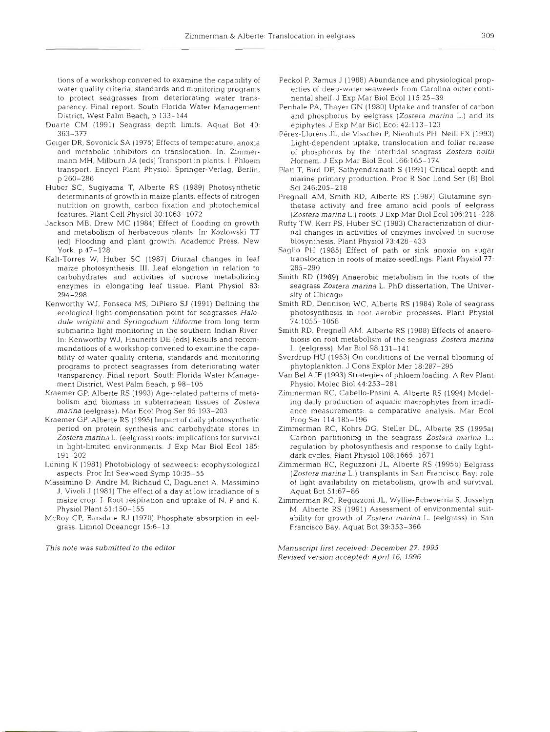tions of a workshop convened to examine the capability of water quality criteria, standards and monitoring programs to protect seagrasses from deteriorating water transparency. Final report. South Florida Water Management District, West Palm Beach, p 133–144

Duarte CM (1991) Seagrass depth limits. Aquat Bot 40: 363–377

Geiger DR, Sovonick SA (1975) Effects of temperature, anoxia and metabolic inhibitors on translocation. In: Zimmermann MH, Milburn JA (eds) Transport in plants. I. Phloem transport. Encycl Plant Physiol. Springer-Verlag, Berlin, p 260–286

Huber SC, Sugiyama T, Alberte RS (1989) Photosynthetic determinants of growth in maize plants: effects of nitrogen nutrition on growth, carbon fixation and photochemical features. Plant Cell Physiol 30:1063–1072

Jackson MB, Drew MC (1984) Effect of flooding on growth and metabolism of herbaceous plants. In: Kozlowski TT (ed) Flooding and plant growth. Academic Press, New York, p 47–128

Kalt-Torres W, Huber SC (1987) Diurnal changes in leaf maize photosynthesis. III. Leaf elongation in relation to carbohydrates and activities of sucrose metabolizing enzymes in elongating leaf tissue. Plant Physiol 83: 294–298

Kenworthy WJ, Fonseca MS, DiPiero SJ (1991) Defining the ecological light compensation point for seagrasses *Halodule wrightii* and *Syringodium filiforme* from long term submarine light monitoring in the southern Indian River. In: Kenworthy WJ, Haunerts DE (eds) Results and recommendations of a workshop convened to examine the capability of water quality criteria, standards and monitoring programs to protect seagrasses from deteriorating water transparency. Final report. South Florida Water Management District, West Palm Beach, p 98–105

Kraemer GP, Alberte RS (1993) Age-related patterns of metabolism and biomass in subterranean tissues of *Zostera marina* (eelgrass). Mar Ecol Prog Ser 95:193–203

Kraemer GP, Alberte RS (1995) Impact of daily photosynthetic period on protein synthesis and carbohydrate stores in *Zostera marina* L. (eelgrass) roots: implications for survival in light-limited environments. J Exp Mar Biol Ecol 185: 191–202

Lüning K (1981) Photobiology of seaweeds: ecophysiological aspects. Proc Int Seaweed Symp 10:35–55

Massimino D, Andre M, Richaud C, Daguenet A, Massimino J, Vivoli J (1981) The effect of a day at low irradiance of a maize crop. I. Root respiration and uptake of N, P and K. Physiol Plant 51:150–155

McRoy CP, Barsdate RJ (1970) Phosphate absorption in eelgrass. Limnol Oceanogr 15:6–13

Peckol P, Ramus J (1988) Abundance and physiological properties of deep-water seaweeds from Carolina outer continental shelf. J Exp Mar Biol Ecol 115:25–39

Penhale PA, Thayer GN (1980) Uptake and transfer of carbon and phosphorus by eelgrass (*Zostera marina* L.) and its epiphytes. J Exp Mar Biol Ecol 42:113–123

Pérez-Lloréns JL, de Visscher P, Nienhuis PH, Neill FX (1993) Light-dependent uptake, translocation and foliar release of phosphorus by the intertidal seagrass *Zostera noltii* Hornem. J Exp Mar Biol Ecol 166:165–174

Platt T, Bird DF, Sathyendranath S (1991) Critical depth and marine primary production. Proc R Soc Lond Ser (B) Biol Sci 246:205–218

Pregnall AM, Smith RD, Alberte RS (1987) Glutamine synthetase activity and free amino acid pools of eelgrass (*Zostera marina* L.) roots. J Exp Mar Biol Ecol 106:211–228

Rufty TW, Kerr PS, Huber SC (1983) Characterization of diurnal changes in activities of enzymes involved in sucrose biosynthesis. Plant Physiol 73:428–433

Saglio PH (1985) Effect of path or sink anoxia on sugar translocation in roots of maize seedlings. Plant Physiol 77: 285–290

Smith RD (1989) Anaerobic metabolism in the roots of the seagrass *Zostera marina* L. PhD dissertation, The University of Chicago

Smith RD, Dennison WC, Alberte RS (1984) Role of seagrass photosynthesis in root aerobic processes. Plant Physiol 74:1055–1058

Smith RD, Pregnall AM, Alberte RS (1988) Effects of anaerobiosis on root metabolism of the seagrass *Zostera marina* L. (eelgrass). Mar Biol 98:131–141

Sverdrup HU (1953) On conditions of the vernal blooming of phytoplankton. J Cons Explor Mer 18:287–295

Van Bel AJE (1993) Strategies of phloem loading. A Rev Plant Physiol Molec Biol 44:253–281

Zimmerman RC, Cabello-Pasini A, Alberte RS (1994) Modeling daily production of aquatic macrophytes from irradiance measurements: a comparative analysis. Mar Ecol Prog Ser 114:185–196

Zimmerman RC, Kohrs DG, Steller DL, Alberte RS (1995a) Carbon partitioning in the seagrass *Zostera marina* L.: regulation by photosynthesis and response to daily light-dark cycles. Plant Physiol 108:1665–1671

Zimmerman RC, Reguzzoni JL, Alberte RS (1995b) Eelgrass (*Zostera marina* L.) transplants in San Francisco Bay: role of light availability on metabolism, growth and survival. Aquat Bot 51:67–86

Zimmerman RC, Reguzzoni JL, Wyllie-Echeverria S, Josselyn M, Alberte RS (1991) Assessment of environmental suitability for growth of *Zostera marina* L. (eelgrass) in San Francisco Bay. Aquat Bot 39:353–366

*This note was submitted to the editor*

*Manuscript first received: December 27, 1995*
*Revised version accepted: April 16, 1996*